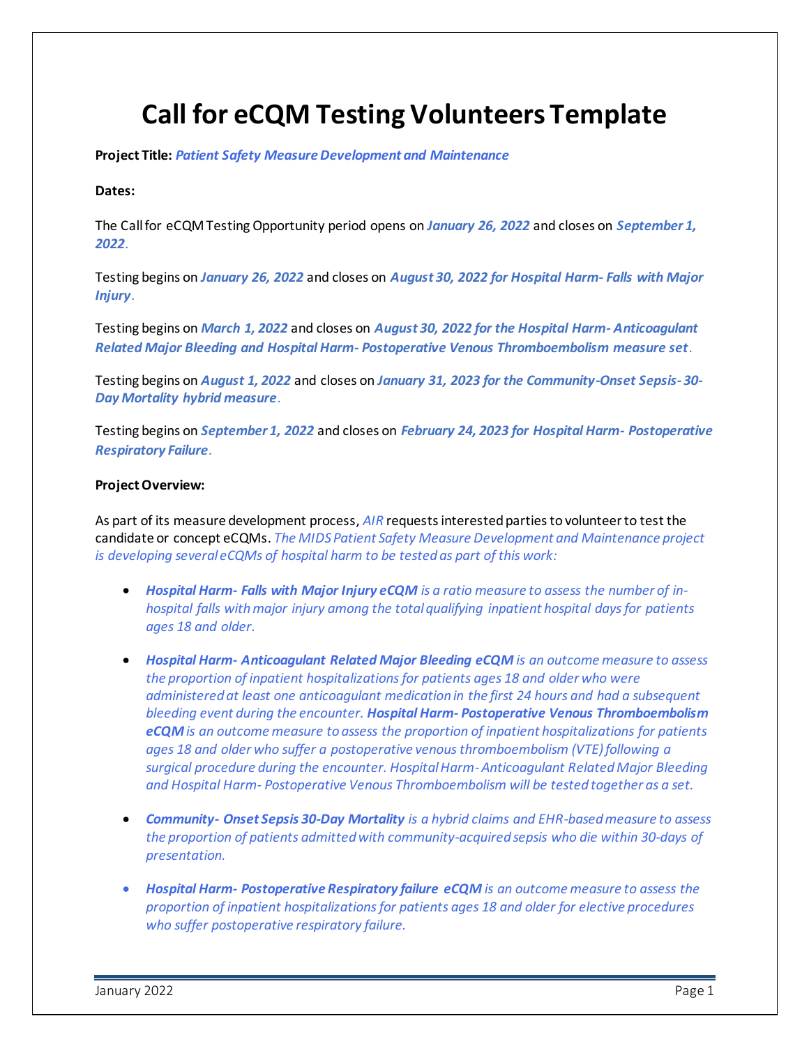# Call for eCQM Testing Volunteers Template

**Project Title:** ***Patient Safety Measure Development and Maintenance***

**Dates:**

The Call for eCQM Testing Opportunity period opens on ***January 26, 2022*** and closes on ***September 1, 2022***.

Testing begins on ***January 26, 2022*** and closes on ***August 30, 2022 for Hospital Harm- Falls with Major Injury***.

Testing begins on ***March 1, 2022*** and closes on ***August 30, 2022 for the Hospital Harm- Anticoagulant Related Major Bleeding and Hospital Harm- Postoperative Venous Thromboembolism measure set***.

Testing begins on ***August 1, 2022*** and closes on ***January 31, 2023 for the Community-Onset Sepsis- 30-Day Mortality hybrid measure***.

Testing begins on ***September 1, 2022*** and closes on ***February 24, 2023 for Hospital Harm- Postoperative Respiratory Failure***.

**Project Overview:**

As part of its measure development process, *AIR* requests interested parties to volunteer to test the candidate or concept eCQMs. *The MIDS Patient Safety Measure Development and Maintenance project is developing several eCQMs of hospital harm to be tested as part of this work:*

- ***Hospital Harm- Falls with Major Injury eCQM*** *is a ratio measure to assess the number of in-hospital falls with major injury among the total qualifying inpatient hospital days for patients ages 18 and older.*
- ***Hospital Harm- Anticoagulant Related Major Bleeding eCQM*** *is an outcome measure to assess the proportion of inpatient hospitalizations for patients ages 18 and older who were administered at least one anticoagulant medication in the first 24 hours and had a subsequent bleeding event during the encounter.* ***Hospital Harm- Postoperative Venous Thromboembolism eCQM*** *is an outcome measure to assess the proportion of inpatient hospitalizations for patients ages 18 and older who suffer a postoperative venous thromboembolism (VTE) following a surgical procedure during the encounter. Hospital Harm- Anticoagulant Related Major Bleeding and Hospital Harm- Postoperative Venous Thromboembolism will be tested together as a set.*
- ***Community- Onset Sepsis 30-Day Mortality*** *is a hybrid claims and EHR-based measure to assess the proportion of patients admitted with community-acquired sepsis who die within 30-days of presentation.*
- ***Hospital Harm- Postoperative Respiratory failure eCQM*** *is an outcome measure to assess the proportion of inpatient hospitalizations for patients ages 18 and older for elective procedures who suffer postoperative respiratory failure.*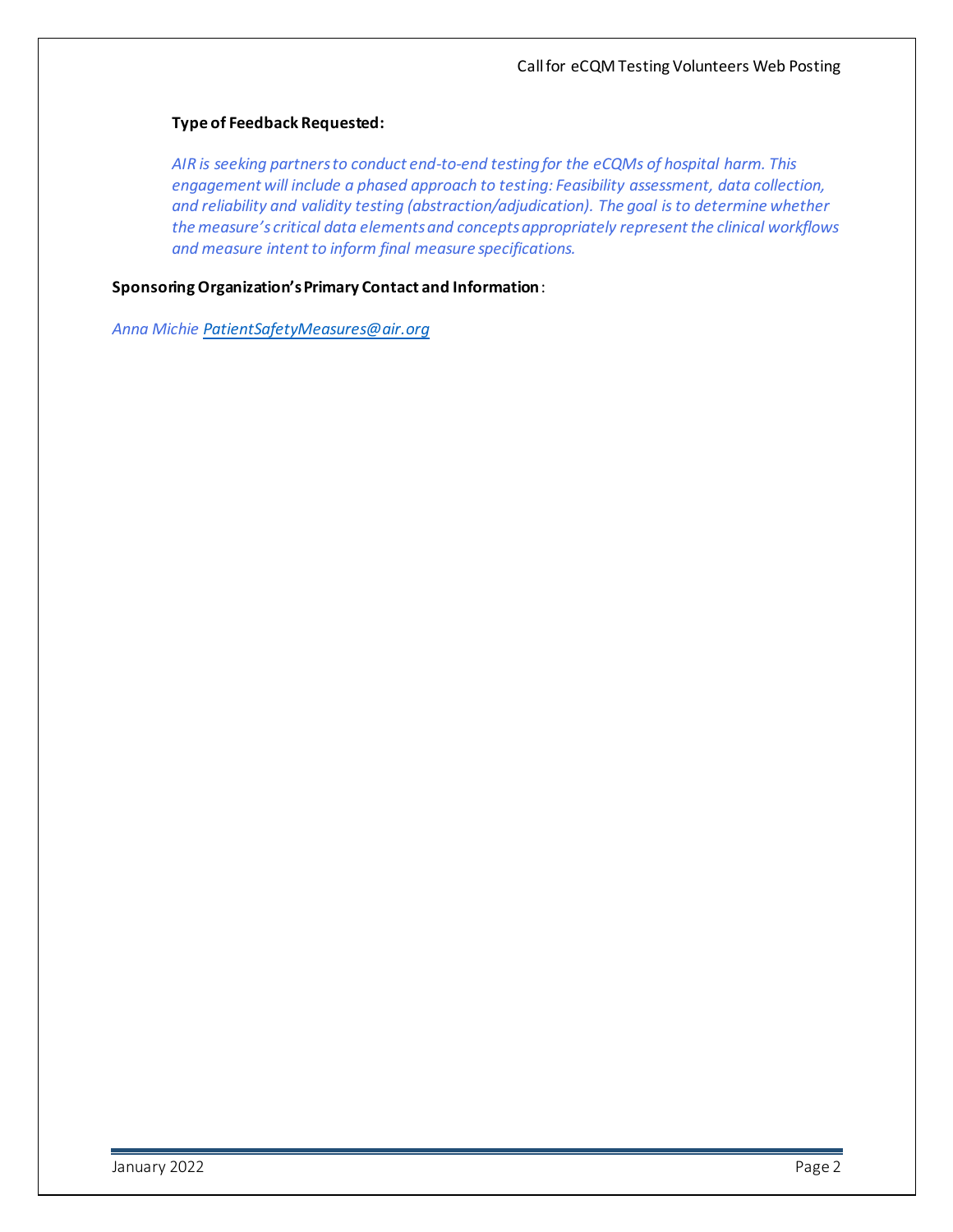**Type of Feedback Requested:**

*AIR is seeking partners to conduct end-to-end testing for the eCQMs of hospital harm. This engagement will include a phased approach to testing: Feasibility assessment, data collection, and reliability and validity testing (abstraction/adjudication). The goal is to determine whether the measure's critical data elements and concepts appropriately represent the clinical workflows and measure intent to inform final measure specifications.*

**Sponsoring Organization's Primary Contact and Information**:

*Anna Michie [PatientSafetyMeasures@air.org](mailto:PatientSafetyMeasures@air.org)*